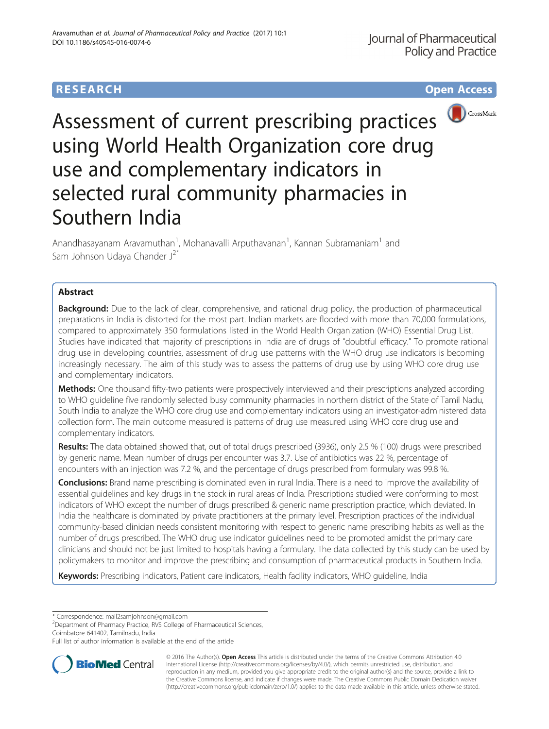RESEARCH Open Access

# Assessment of current prescribing practices using World Health Organization core drug use and complementary indicators in selected rural community pharmacies in Southern India

Anandhasayanam Aravamuthan[1], Mohanavalli Arputhavanan[1], Kannan Subramaniam[1] and Sam Johnson Udaya Chander J[2*]

## Abstract

**Background:** Due to the lack of clear, comprehensive, and rational drug policy, the production of pharmaceutical preparations in India is distorted for the most part. Indian markets are flooded with more than 70,000 formulations, compared to approximately 350 formulations listed in the World Health Organization (WHO) Essential Drug List. Studies have indicated that majority of prescriptions in India are of drugs of "doubtful efficacy." To promote rational drug use in developing countries, assessment of drug use patterns with the WHO drug use indicators is becoming increasingly necessary. The aim of this study was to assess the patterns of drug use by using WHO core drug use and complementary indicators.

**Methods:** One thousand fifty-two patients were prospectively interviewed and their prescriptions analyzed according to WHO guideline five randomly selected busy community pharmacies in northern district of the State of Tamil Nadu, South India to analyze the WHO core drug use and complementary indicators using an investigator-administered data collection form. The main outcome measured is patterns of drug use measured using WHO core drug use and complementary indicators.

**Results:** The data obtained showed that, out of total drugs prescribed (3936), only 2.5 % (100) drugs were prescribed by generic name. Mean number of drugs per encounter was 3.7. Use of antibiotics was 22 %, percentage of encounters with an injection was 7.2 %, and the percentage of drugs prescribed from formulary was 99.8 %.

**Conclusions:** Brand name prescribing is dominated even in rural India. There is a need to improve the availability of essential guidelines and key drugs in the stock in rural areas of India. Prescriptions studied were conforming to most indicators of WHO except the number of drugs prescribed & generic name prescription practice, which deviated. In India the healthcare is dominated by private practitioners at the primary level. Prescription practices of the individual community-based clinician needs consistent monitoring with respect to generic name prescribing habits as well as the number of drugs prescribed. The WHO drug use indicator guidelines need to be promoted amidst the primary care clinicians and should not be just limited to hospitals having a formulary. The data collected by this study can be used by policymakers to monitor and improve the prescribing and consumption of pharmaceutical products in Southern India.

**Keywords:** Prescribing indicators, Patient care indicators, Health facility indicators, WHO guideline, India

---

\* Correspondence: mail2samjohnson@gmail.com
[2]Department of Pharmacy Practice, RVS College of Pharmaceutical Sciences, Coimbatore 641402, Tamilnadu, India
Full list of author information is available at the end of the article

© 2016 The Author(s). **Open Access** This article is distributed under the terms of the Creative Commons Attribution 4.0 International License (http://creativecommons.org/licenses/by/4.0/), which permits unrestricted use, distribution, and reproduction in any medium, provided you give appropriate credit to the original author(s) and the source, provide a link to the Creative Commons license, and indicate if changes were made. The Creative Commons Public Domain Dedication waiver (http://creativecommons.org/publicdomain/zero/1.0/) applies to the data made available in this article, unless otherwise stated.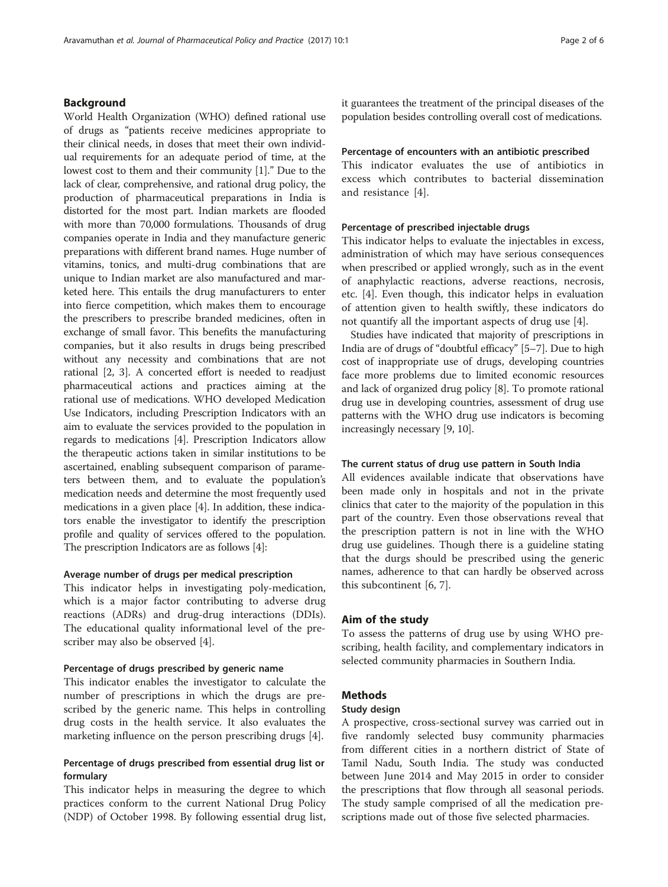## Background

World Health Organization (WHO) defined rational use of drugs as "patients receive medicines appropriate to their clinical needs, in doses that meet their own individual requirements for an adequate period of time, at the lowest cost to them and their community [1]." Due to the lack of clear, comprehensive, and rational drug policy, the production of pharmaceutical preparations in India is distorted for the most part. Indian markets are flooded with more than 70,000 formulations. Thousands of drug companies operate in India and they manufacture generic preparations with different brand names. Huge number of vitamins, tonics, and multi-drug combinations that are unique to Indian market are also manufactured and marketed here. This entails the drug manufacturers to enter into fierce competition, which makes them to encourage the prescribers to prescribe branded medicines, often in exchange of small favor. This benefits the manufacturing companies, but it also results in drugs being prescribed without any necessity and combinations that are not rational [2, 3]. A concerted effort is needed to readjust pharmaceutical actions and practices aiming at the rational use of medications. WHO developed Medication Use Indicators, including Prescription Indicators with an aim to evaluate the services provided to the population in regards to medications [4]. Prescription Indicators allow the therapeutic actions taken in similar institutions to be ascertained, enabling subsequent comparison of parameters between them, and to evaluate the population's medication needs and determine the most frequently used medications in a given place [4]. In addition, these indicators enable the investigator to identify the prescription profile and quality of services offered to the population. The prescription Indicators are as follows [4]:

#### Average number of drugs per medical prescription

This indicator helps in investigating poly-medication, which is a major factor contributing to adverse drug reactions (ADRs) and drug-drug interactions (DDIs). The educational quality informational level of the prescriber may also be observed [4].

#### Percentage of drugs prescribed by generic name

This indicator enables the investigator to calculate the number of prescriptions in which the drugs are prescribed by the generic name. This helps in controlling drug costs in the health service. It also evaluates the marketing influence on the person prescribing drugs [4].

#### Percentage of drugs prescribed from essential drug list or formulary

This indicator helps in measuring the degree to which practices conform to the current National Drug Policy (NDP) of October 1998. By following essential drug list, it guarantees the treatment of the principal diseases of the population besides controlling overall cost of medications.

#### Percentage of encounters with an antibiotic prescribed

This indicator evaluates the use of antibiotics in excess which contributes to bacterial dissemination and resistance [4].

#### Percentage of prescribed injectable drugs

This indicator helps to evaluate the injectables in excess, administration of which may have serious consequences when prescribed or applied wrongly, such as in the event of anaphylactic reactions, adverse reactions, necrosis, etc. [4]. Even though, this indicator helps in evaluation of attention given to health swiftly, these indicators do not quantify all the important aspects of drug use [4].

Studies have indicated that majority of prescriptions in India are of drugs of "doubtful efficacy" [5–7]. Due to high cost of inappropriate use of drugs, developing countries face more problems due to limited economic resources and lack of organized drug policy [8]. To promote rational drug use in developing countries, assessment of drug use patterns with the WHO drug use indicators is becoming increasingly necessary [9, 10].

#### The current status of drug use pattern in South India

All evidences available indicate that observations have been made only in hospitals and not in the private clinics that cater to the majority of the population in this part of the country. Even those observations reveal that the prescription pattern is not in line with the WHO drug use guidelines. Though there is a guideline stating that the durgs should be prescribed using the generic names, adherence to that can hardly be observed across this subcontinent [6, 7].

## Aim of the study

To assess the patterns of drug use by using WHO prescribing, health facility, and complementary indicators in selected community pharmacies in Southern India.

## Methods

### Study design

A prospective, cross-sectional survey was carried out in five randomly selected busy community pharmacies from different cities in a northern district of State of Tamil Nadu, South India. The study was conducted between June 2014 and May 2015 in order to consider the prescriptions that flow through all seasonal periods. The study sample comprised of all the medication prescriptions made out of those five selected pharmacies.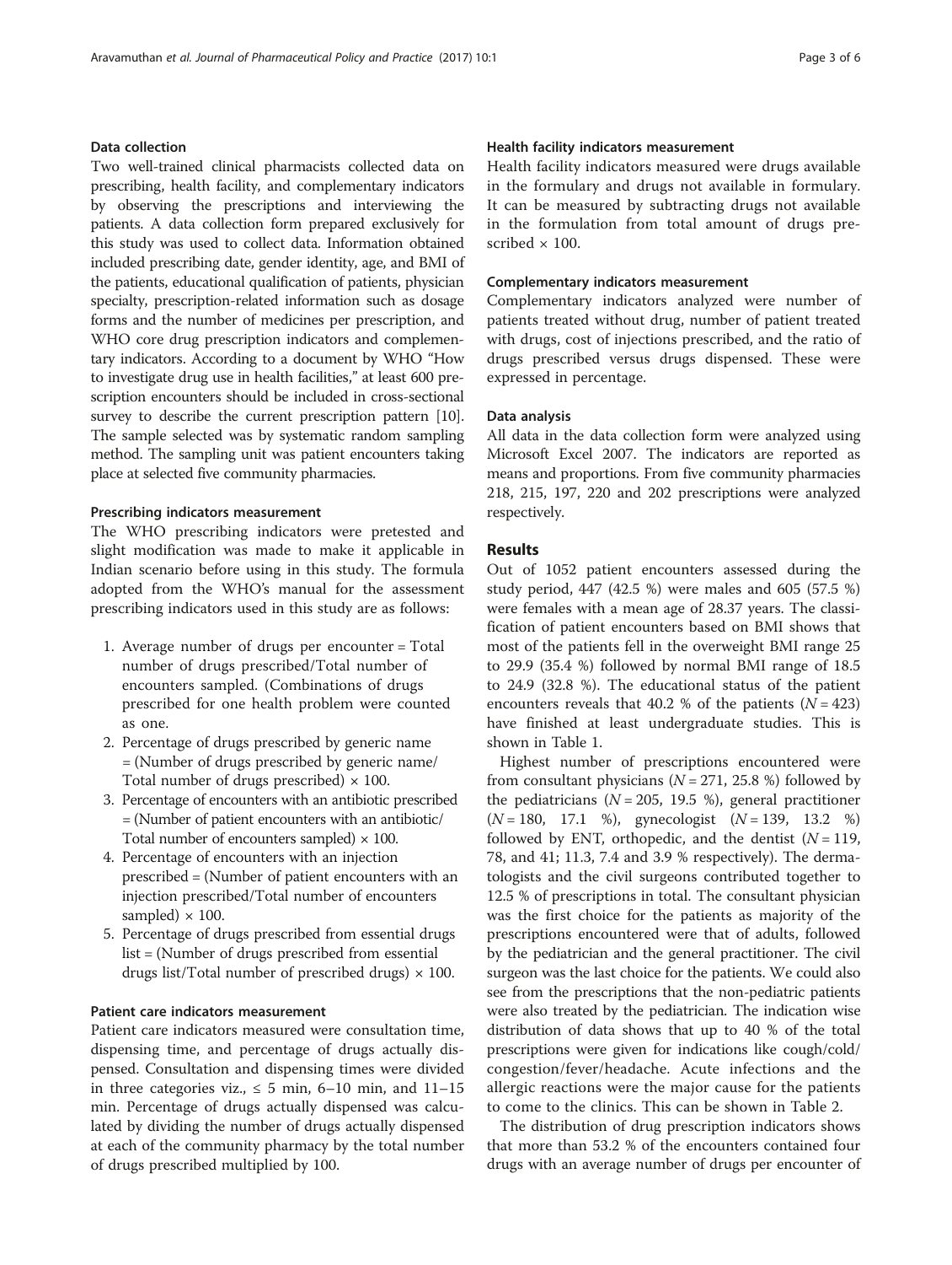### Data collection

Two well-trained clinical pharmacists collected data on prescribing, health facility, and complementary indicators by observing the prescriptions and interviewing the patients. A data collection form prepared exclusively for this study was used to collect data. Information obtained included prescribing date, gender identity, age, and BMI of the patients, educational qualification of patients, physician specialty, prescription-related information such as dosage forms and the number of medicines per prescription, and WHO core drug prescription indicators and complementary indicators. According to a document by WHO "How to investigate drug use in health facilities," at least 600 prescription encounters should be included in cross-sectional survey to describe the current prescription pattern [10]. The sample selected was by systematic random sampling method. The sampling unit was patient encounters taking place at selected five community pharmacies.

### Prescribing indicators measurement

The WHO prescribing indicators were pretested and slight modification was made to make it applicable in Indian scenario before using in this study. The formula adopted from the WHO's manual for the assessment prescribing indicators used in this study are as follows:

1. Average number of drugs per encounter = Total number of drugs prescribed/Total number of encounters sampled. (Combinations of drugs prescribed for one health problem were counted as one.
2. Percentage of drugs prescribed by generic name = (Number of drugs prescribed by generic name/ Total number of drugs prescribed) × 100.
3. Percentage of encounters with an antibiotic prescribed = (Number of patient encounters with an antibiotic/ Total number of encounters sampled) × 100.
4. Percentage of encounters with an injection prescribed = (Number of patient encounters with an injection prescribed/Total number of encounters sampled) × 100.
5. Percentage of drugs prescribed from essential drugs list = (Number of drugs prescribed from essential drugs list/Total number of prescribed drugs) × 100.

### Patient care indicators measurement

Patient care indicators measured were consultation time, dispensing time, and percentage of drugs actually dispensed. Consultation and dispensing times were divided in three categories viz., ≤ 5 min, 6–10 min, and 11–15 min. Percentage of drugs actually dispensed was calculated by dividing the number of drugs actually dispensed at each of the community pharmacy by the total number of drugs prescribed multiplied by 100.

### Health facility indicators measurement

Health facility indicators measured were drugs available in the formulary and drugs not available in formulary. It can be measured by subtracting drugs not available in the formulation from total amount of drugs prescribed × 100.

### Complementary indicators measurement

Complementary indicators analyzed were number of patients treated without drug, number of patient treated with drugs, cost of injections prescribed, and the ratio of drugs prescribed versus drugs dispensed. These were expressed in percentage.

### Data analysis

All data in the data collection form were analyzed using Microsoft Excel 2007. The indicators are reported as means and proportions. From five community pharmacies 218, 215, 197, 220 and 202 prescriptions were analyzed respectively.

## Results

Out of 1052 patient encounters assessed during the study period, 447 (42.5 %) were males and 605 (57.5 %) were females with a mean age of 28.37 years. The classification of patient encounters based on BMI shows that most of the patients fell in the overweight BMI range 25 to 29.9 (35.4 %) followed by normal BMI range of 18.5 to 24.9 (32.8 %). The educational status of the patient encounters reveals that 40.2 % of the patients ($N = 423$) have finished at least undergraduate studies. This is shown in Table 1.

Highest number of prescriptions encountered were from consultant physicians ($N = 271$, 25.8 %) followed by the pediatricians ($N = 205$, 19.5 %), general practitioner ($N = 180$, 17.1 %), gynecologist ($N = 139$, 13.2 %) followed by ENT, orthopedic, and the dentist ($N = 119$, 78, and 41; 11.3, 7.4 and 3.9 % respectively). The dermatologists and the civil surgeons contributed together to 12.5 % of prescriptions in total. The consultant physician was the first choice for the patients as majority of the prescriptions encountered were that of adults, followed by the pediatrician and the general practitioner. The civil surgeon was the last choice for the patients. We could also see from the prescriptions that the non-pediatric patients were also treated by the pediatrician. The indication wise distribution of data shows that up to 40 % of the total prescriptions were given for indications like cough/cold/ congestion/fever/headache. Acute infections and the allergic reactions were the major cause for the patients to come to the clinics. This can be shown in Table 2.

The distribution of drug prescription indicators shows that more than 53.2 % of the encounters contained four drugs with an average number of drugs per encounter of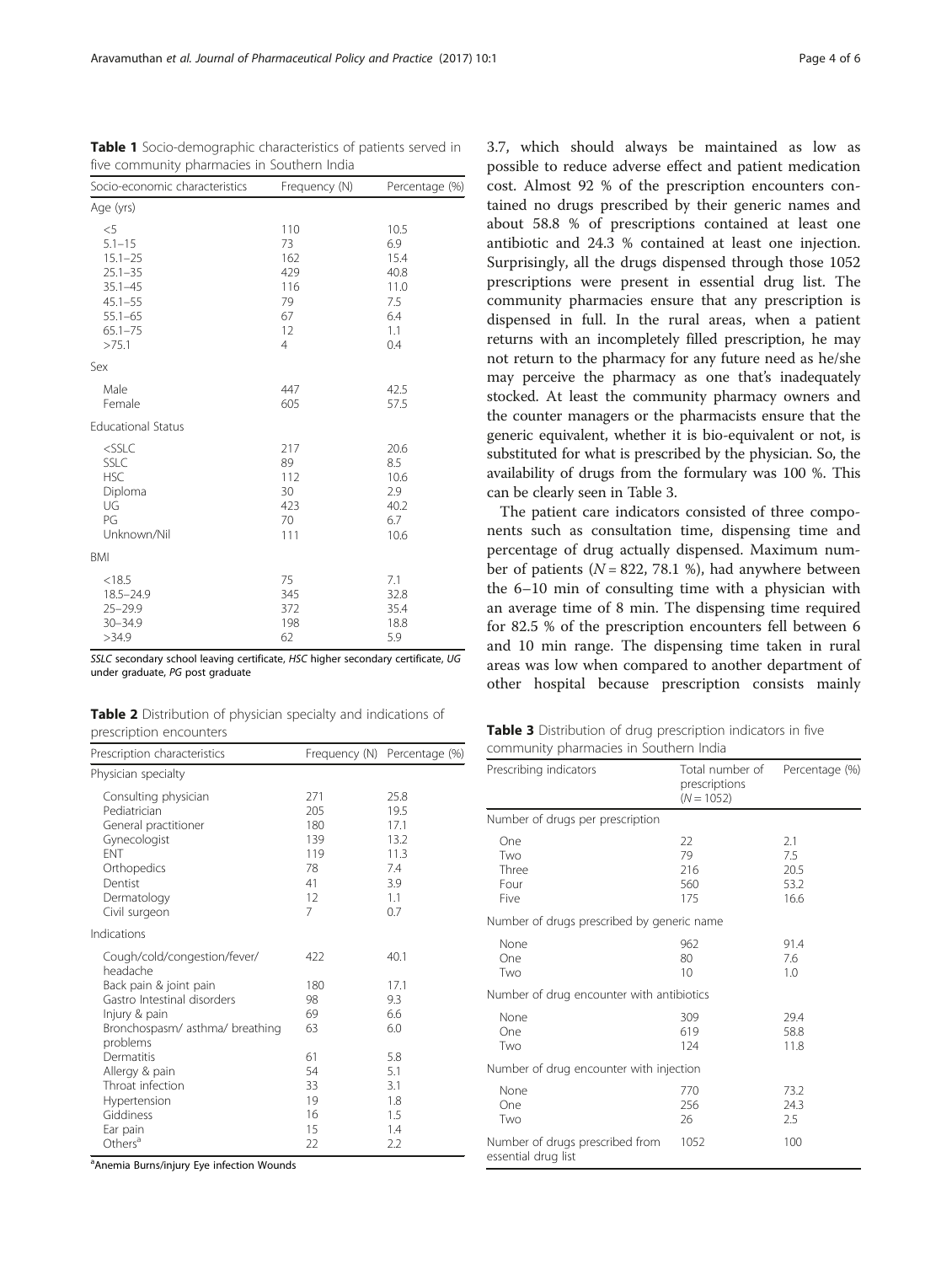**Table 1** Socio-demographic characteristics of patients served in five community pharmacies in Southern India

| Socio-economic characteristics | Frequency (N) | Percentage (%) |
|---|---|---|
| Age (yrs) | | |
| <5 | 110 | 10.5 |
| 5.1–15 | 73 | 6.9 |
| 15.1–25 | 162 | 15.4 |
| 25.1–35 | 429 | 40.8 |
| 35.1–45 | 116 | 11.0 |
| 45.1–55 | 79 | 7.5 |
| 55.1–65 | 67 | 6.4 |
| 65.1–75 | 12 | 1.1 |
| >75.1 | 4 | 0.4 |
| Sex | | |
| Male | 447 | 42.5 |
| Female | 605 | 57.5 |
| Educational Status | | |
| <SSLC | 217 | 20.6 |
| SSLC | 89 | 8.5 |
| HSC | 112 | 10.6 |
| Diploma | 30 | 2.9 |
| UG | 423 | 40.2 |
| PG | 70 | 6.7 |
| Unknown/Nil | 111 | 10.6 |
| BMI | | |
| <18.5 | 75 | 7.1 |
| 18.5–24.9 | 345 | 32.8 |
| 25–29.9 | 372 | 35.4 |
| 30–34.9 | 198 | 18.8 |
| >34.9 | 62 | 5.9 |

*SSLC* secondary school leaving certificate, *HSC* higher secondary certificate, *UG* under graduate, *PG* post graduate

**Table 2** Distribution of physician specialty and indications of prescription encounters

| Prescription characteristics | Frequency (N) | Percentage (%) |
|---|---|---|
| Physician specialty | | |
| Consulting physician | 271 | 25.8 |
| Pediatrician | 205 | 19.5 |
| General practitioner | 180 | 17.1 |
| Gynecologist | 139 | 13.2 |
| ENT | 119 | 11.3 |
| Orthopedics | 78 | 7.4 |
| Dentist | 41 | 3.9 |
| Dermatology | 12 | 1.1 |
| Civil surgeon | 7 | 0.7 |
| Indications | | |
| Cough/cold/congestion/fever/ headache | 422 | 40.1 |
| Back pain & joint pain | 180 | 17.1 |
| Gastro Intestinal disorders | 98 | 9.3 |
| Injury & pain | 69 | 6.6 |
| Bronchospasm/ asthma/ breathing problems | 63 | 6.0 |
| Dermatitis | 61 | 5.8 |
| Allergy & pain | 54 | 5.1 |
| Throat infection | 33 | 3.1 |
| Hypertension | 19 | 1.8 |
| Giddiness | 16 | 1.5 |
| Ear pain | 15 | 1.4 |
| Others[a] | 22 | 2.2 |

[a]Anemia Burns/injury Eye infection Wounds

3.7, which should always be maintained as low as possible to reduce adverse effect and patient medication cost. Almost 92 % of the prescription encounters contained no drugs prescribed by their generic names and about 58.8 % of prescriptions contained at least one antibiotic and 24.3 % contained at least one injection. Surprisingly, all the drugs dispensed through those 1052 prescriptions were present in essential drug list. The community pharmacies ensure that any prescription is dispensed in full. In the rural areas, when a patient returns with an incompletely filled prescription, he may not return to the pharmacy for any future need as he/she may perceive the pharmacy as one that's inadequately stocked. At least the community pharmacy owners and the counter managers or the pharmacists ensure that the generic equivalent, whether it is bio-equivalent or not, is substituted for what is prescribed by the physician. So, the availability of drugs from the formulary was 100 %. This can be clearly seen in Table 3.

The patient care indicators consisted of three components such as consultation time, dispensing time and percentage of drug actually dispensed. Maximum number of patients ($N = 822$, 78.1 %), had anywhere between the 6–10 min of consulting time with a physician with an average time of 8 min. The dispensing time required for 82.5 % of the prescription encounters fell between 6 and 10 min range. The dispensing time taken in rural areas was low when compared to another department of other hospital because prescription consists mainly

**Table 3** Distribution of drug prescription indicators in five community pharmacies in Southern India

| Prescribing indicators | Total number of prescriptions ($N = 1052$) | Percentage (%) |
|---|---|---|
| Number of drugs per prescription | | |
| One | 22 | 2.1 |
| Two | 79 | 7.5 |
| Three | 216 | 20.5 |
| Four | 560 | 53.2 |
| Five | 175 | 16.6 |
| Number of drugs prescribed by generic name | | |
| None | 962 | 91.4 |
| One | 80 | 7.6 |
| Two | 10 | 1.0 |
| Number of drug encounter with antibiotics | | |
| None | 309 | 29.4 |
| One | 619 | 58.8 |
| Two | 124 | 11.8 |
| Number of drug encounter with injection | | |
| None | 770 | 73.2 |
| One | 256 | 24.3 |
| Two | 26 | 2.5 |
| Number of drugs prescribed from essential drug list | 1052 | 100 |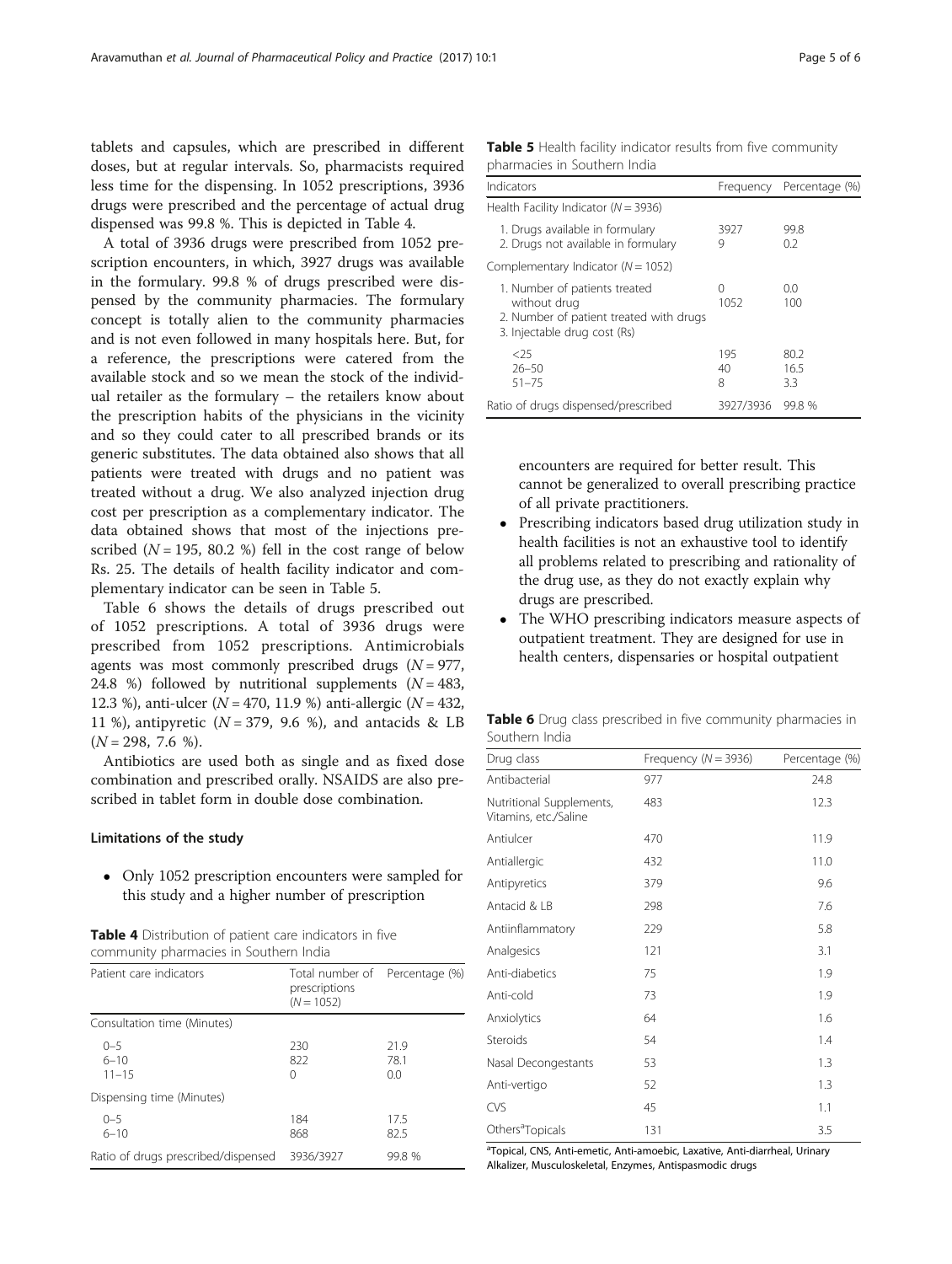tablets and capsules, which are prescribed in different doses, but at regular intervals. So, pharmacists required less time for the dispensing. In 1052 prescriptions, 3936 drugs were prescribed and the percentage of actual drug dispensed was 99.8 %. This is depicted in Table 4.

A total of 3936 drugs were prescribed from 1052 prescription encounters, in which, 3927 drugs was available in the formulary. 99.8 % of drugs prescribed were dispensed by the community pharmacies. The formulary concept is totally alien to the community pharmacies and is not even followed in many hospitals here. But, for a reference, the prescriptions were catered from the available stock and so we mean the stock of the individual retailer as the formulary – the retailers know about the prescription habits of the physicians in the vicinity and so they could cater to all prescribed brands or its generic substitutes. The data obtained also shows that all patients were treated with drugs and no patient was treated without a drug. We also analyzed injection drug cost per prescription as a complementary indicator. The data obtained shows that most of the injections prescribed (*N* = 195, 80.2 %) fell in the cost range of below Rs. 25. The details of health facility indicator and complementary indicator can be seen in Table 5.

Table 6 shows the details of drugs prescribed out of 1052 prescriptions. A total of 3936 drugs were prescribed from 1052 prescriptions. Antimicrobials agents was most commonly prescribed drugs (*N* = 977, 24.8 %) followed by nutritional supplements (*N* = 483, 12.3 %), anti-ulcer (*N* = 470, 11.9 %) anti-allergic (*N* = 432, 11 %), antipyretic (*N* = 379, 9.6 %), and antacids & LB (*N* = 298, 7.6 %).

Antibiotics are used both as single and as fixed dose combination and prescribed orally. NSAIDS are also prescribed in tablet form in double dose combination.

### Limitations of the study

- Only 1052 prescription encounters were sampled for this study and a higher number of prescription encounters are required for better result. This cannot be generalized to overall prescribing practice of all private practitioners.
- Prescribing indicators based drug utilization study in health facilities is not an exhaustive tool to identify all problems related to prescribing and rationality of the drug use, as they do not exactly explain why drugs are prescribed.
- The WHO prescribing indicators measure aspects of outpatient treatment. They are designed for use in health centers, dispensaries or hospital outpatient

**Table 4** Distribution of patient care indicators in five community pharmacies in Southern India

| Patient care indicators | Total number of prescriptions (*N* = 1052) | Percentage (%) |
|---|---|---|
| Consultation time (Minutes) | | |
| 0–5 | 230 | 21.9 |
| 6–10 | 822 | 78.1 |
| 11–15 | 0 | 0.0 |
| Dispensing time (Minutes) | | |
| 0–5 | 184 | 17.5 |
| 6–10 | 868 | 82.5 |
| Ratio of drugs prescribed/dispensed | 3936/3927 | 99.8 % |

**Table 5** Health facility indicator results from five community pharmacies in Southern India

| Indicators | Frequency | Percentage (%) |
|---|---|---|
| Health Facility Indicator (*N* = 3936) | | |
| 1. Drugs available in formulary | 3927 | 99.8 |
| 2. Drugs not available in formulary | 9 | 0.2 |
| Complementary Indicator (*N* = 1052) | | |
| 1. Number of patients treated without drug | 0 | 0.0 |
| 2. Number of patient treated with drugs | 1052 | 100 |
| 3. Injectable drug cost (Rs) | | |
| <25 | 195 | 80.2 |
| 26–50 | 40 | 16.5 |
| 51–75 | 8 | 3.3 |
| Ratio of drugs dispensed/prescribed | 3927/3936 | 99.8 % |

**Table 6** Drug class prescribed in five community pharmacies in Southern India

| Drug class | Frequency (*N* = 3936) | Percentage (%) |
|---|---|---|
| Antibacterial | 977 | 24.8 |
| Nutritional Supplements, Vitamins, etc./Saline | 483 | 12.3 |
| Antiulcer | 470 | 11.9 |
| Antiallergic | 432 | 11.0 |
| Antipyretics | 379 | 9.6 |
| Antacid & LB | 298 | 7.6 |
| Antiinflammatory | 229 | 5.8 |
| Analgesics | 121 | 3.1 |
| Anti-diabetics | 75 | 1.9 |
| Anti-cold | 73 | 1.9 |
| Anxiolytics | 64 | 1.6 |
| Steroids | 54 | 1.4 |
| Nasal Decongestants | 53 | 1.3 |
| Anti-vertigo | 52 | 1.3 |
| CVS | 45 | 1.1 |
| Others[a]Topicals | 131 | 3.5 |

[a]Topical, CNS, Anti-emetic, Anti-amoebic, Laxative, Anti-diarrheal, Urinary Alkalizer, Musculoskeletal, Enzymes, Antispasmodic drugs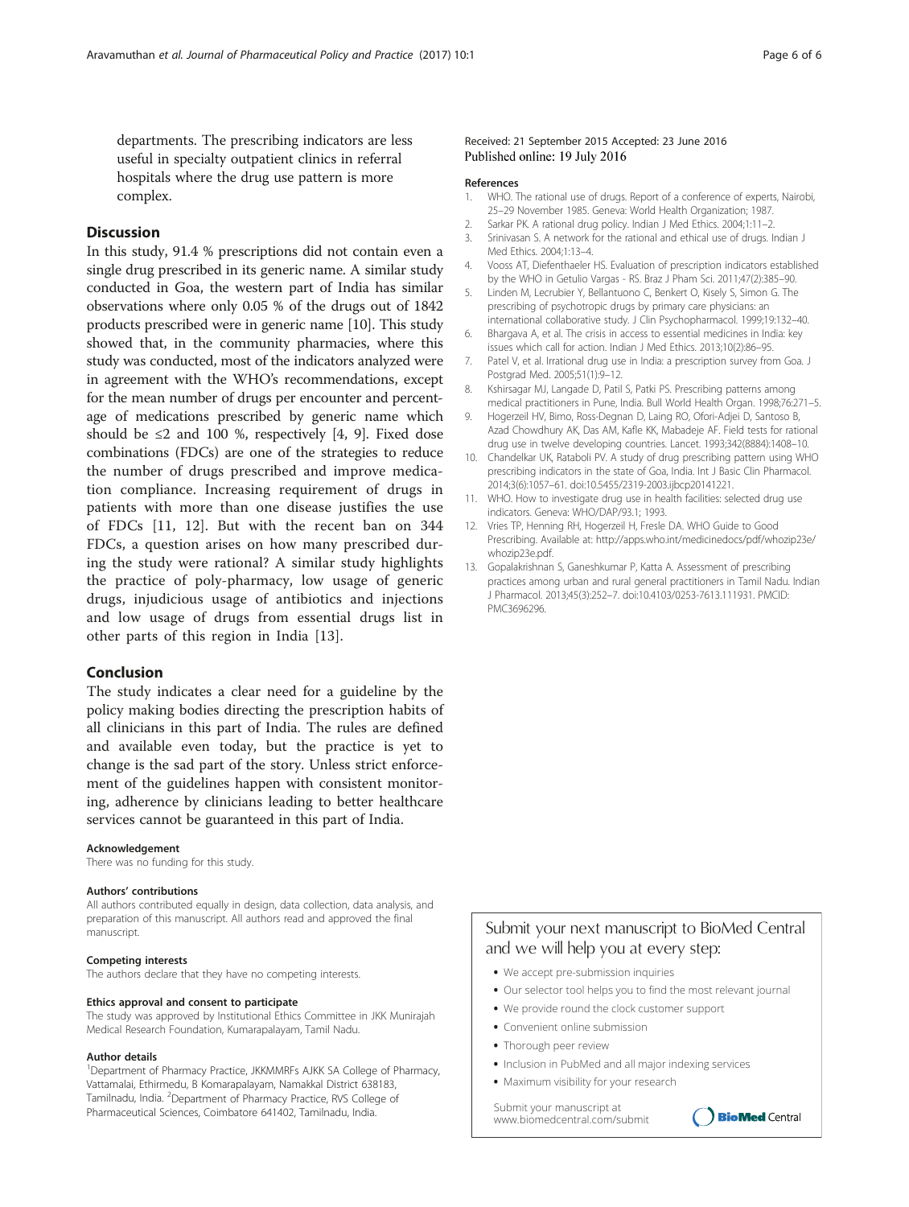departments. The prescribing indicators are less useful in specialty outpatient clinics in referral hospitals where the drug use pattern is more complex.

## Discussion

In this study, 91.4 % prescriptions did not contain even a single drug prescribed in its generic name. A similar study conducted in Goa, the western part of India has similar observations where only 0.05 % of the drugs out of 1842 products prescribed were in generic name [10]. This study showed that, in the community pharmacies, where this study was conducted, most of the indicators analyzed were in agreement with the WHO's recommendations, except for the mean number of drugs per encounter and percentage of medications prescribed by generic name which should be ≤2 and 100 %, respectively [4, 9]. Fixed dose combinations (FDCs) are one of the strategies to reduce the number of drugs prescribed and improve medication compliance. Increasing requirement of drugs in patients with more than one disease justifies the use of FDCs [11, 12]. But with the recent ban on 344 FDCs, a question arises on how many prescribed during the study were rational? A similar study highlights the practice of poly-pharmacy, low usage of generic drugs, injudicious usage of antibiotics and injections and low usage of drugs from essential drugs list in other parts of this region in India [13].

## Conclusion

The study indicates a clear need for a guideline by the policy making bodies directing the prescription habits of all clinicians in this part of India. The rules are defined and available even today, but the practice is yet to change is the sad part of the story. Unless strict enforcement of the guidelines happen with consistent monitoring, adherence by clinicians leading to better healthcare services cannot be guaranteed in this part of India.

#### Acknowledgement

There was no funding for this study.

#### Authors' contributions

All authors contributed equally in design, data collection, data analysis, and preparation of this manuscript. All authors read and approved the final manuscript.

#### Competing interests

The authors declare that they have no competing interests.

#### Ethics approval and consent to participate

The study was approved by Institutional Ethics Committee in JKK Munirajah Medical Research Foundation, Kumarapalayam, Tamil Nadu.

#### Author details

[1]Department of Pharmacy Practice, JKKMMRFs AJKK SA College of Pharmacy, Vattamalai, Ethirmedu, B Komarapalayam, Namakkal District 638183, Tamilnadu, India. [2]Department of Pharmacy Practice, RVS College of Pharmaceutical Sciences, Coimbatore 641402, Tamilnadu, India.

Received: 21 September 2015 Accepted: 23 June 2016
Published online: 19 July 2016

#### References

1. WHO. The rational use of drugs. Report of a conference of experts, Nairobi, 25–29 November 1985. Geneva: World Health Organization; 1987.
2. Sarkar PK. A rational drug policy. Indian J Med Ethics. 2004;1:11–2.
3. Srinivasan S. A network for the rational and ethical use of drugs. Indian J Med Ethics. 2004;1:13–4.
4. Vooss AT, Diefenthaeler HS. Evaluation of prescription indicators established by the WHO in Getulio Vargas - RS. Braz J Pham Sci. 2011;47(2):385–90.
5. Linden M, Lecrubier Y, Bellantuono C, Benkert O, Kisely S, Simon G. The prescribing of psychotropic drugs by primary care physicians: an international collaborative study. J Clin Psychopharmacol. 1999;19:132–40.
6. Bhargava A, et al. The crisis in access to essential medicines in India: key issues which call for action. Indian J Med Ethics. 2013;10(2):86–95.
7. Patel V, et al. Irrational drug use in India: a prescription survey from Goa. J Postgrad Med. 2005;51(1):9–12.
8. Kshirsagar MJ, Langade D, Patil S, Patki PS. Prescribing patterns among medical practitioners in Pune, India. Bull World Health Organ. 1998;76:271–5.
9. Hogerzeil HV, Bimo, Ross-Degnan D, Laing RO, Ofori-Adjei D, Santoso B, Azad Chowdhury AK, Das AM, Kafle KK, Mabadeje AF. Field tests for rational drug use in twelve developing countries. Lancet. 1993;342(8884):1408–10.
10. Chandelkar UK, Rataboli PV. A study of drug prescribing pattern using WHO prescribing indicators in the state of Goa, India. Int J Basic Clin Pharmacol. 2014;3(6):1057–61. doi:10.5455/2319-2003.ijbcp20141221.
11. WHO. How to investigate drug use in health facilities: selected drug use indicators. Geneva: WHO/DAP/93.1; 1993.
12. Vries TP, Henning RH, Hogerzeil H, Fresle DA. WHO Guide to Good Prescribing. Available at: http://apps.who.int/medicinedocs/pdf/whozip23e/whozip23e.pdf.
13. Gopalakrishnan S, Ganeshkumar P, Katta A. Assessment of prescribing practices among urban and rural general practitioners in Tamil Nadu. Indian J Pharmacol. 2013;45(3):252–7. doi:10.4103/0253-7613.111931. PMCID: PMC3696296.

Submit your next manuscript to BioMed Central and we will help you at every step:

- We accept pre-submission inquiries
- Our selector tool helps you to find the most relevant journal
- We provide round the clock customer support
- Convenient online submission
- Thorough peer review
- Inclusion in PubMed and all major indexing services
- Maximum visibility for your research

Submit your manuscript at www.biomedcentral.com/submit

BioMed Central